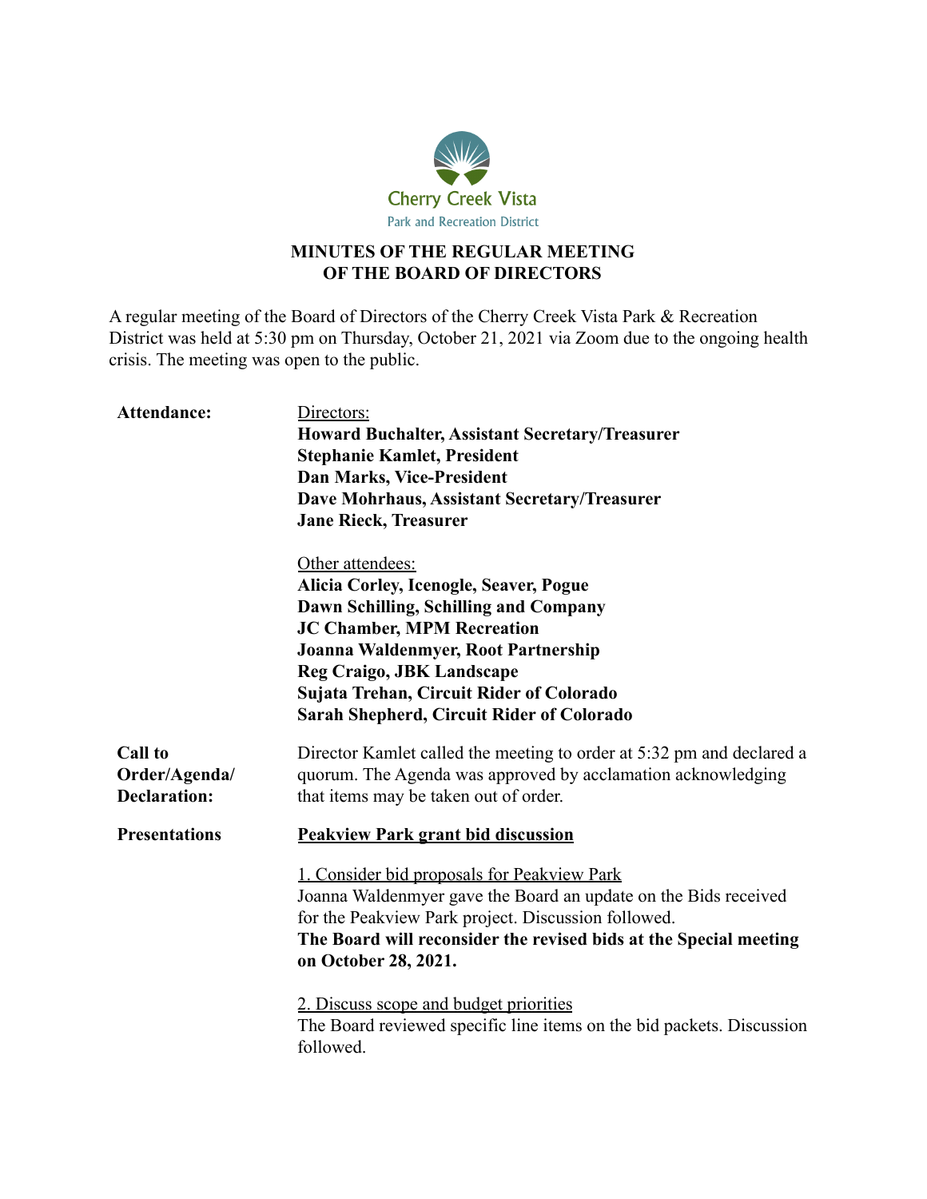Cherry Creek Vista

Park and Recreation District

# MINUTES OF THE REGULAR MEETING OF THE BOARD OF DIRECTORS

A regular meeting of the Board of Directors of the Cherry Creek Vista Park & Recreation District was held at 5:30 pm on Thursday, October 21, 2021 via Zoom due to the ongoing health crisis. The meeting was open to the public.

**Attendance:**

Directors:

**Howard Buchalter, Assistant Secretary/Treasurer**
**Stephanie Kamlet, President**
**Dan Marks, Vice-President**
**Dave Mohrhaus, Assistant Secretary/Treasurer**
**Jane Rieck, Treasurer**

Other attendees:

**Alicia Corley, Icenogle, Seaver, Pogue**
**Dawn Schilling, Schilling and Company**
**JC Chamber, MPM Recreation**
**Joanna Waldenmyer, Root Partnership**
**Reg Craigo, JBK Landscape**
**Sujata Trehan, Circuit Rider of Colorado**
**Sarah Shepherd, Circuit Rider of Colorado**

**Call to Order/Agenda/ Declaration:**

Director Kamlet called the meeting to order at 5:32 pm and declared a quorum. The Agenda was approved by acclamation acknowledging that items may be taken out of order.

**Presentations**

**Peakview Park grant bid discussion**

1. Consider bid proposals for Peakview Park

Joanna Waldenmyer gave the Board an update on the Bids received for the Peakview Park project. Discussion followed.

**The Board will reconsider the revised bids at the Special meeting on October 28, 2021.**

2. Discuss scope and budget priorities

The Board reviewed specific line items on the bid packets. Discussion followed.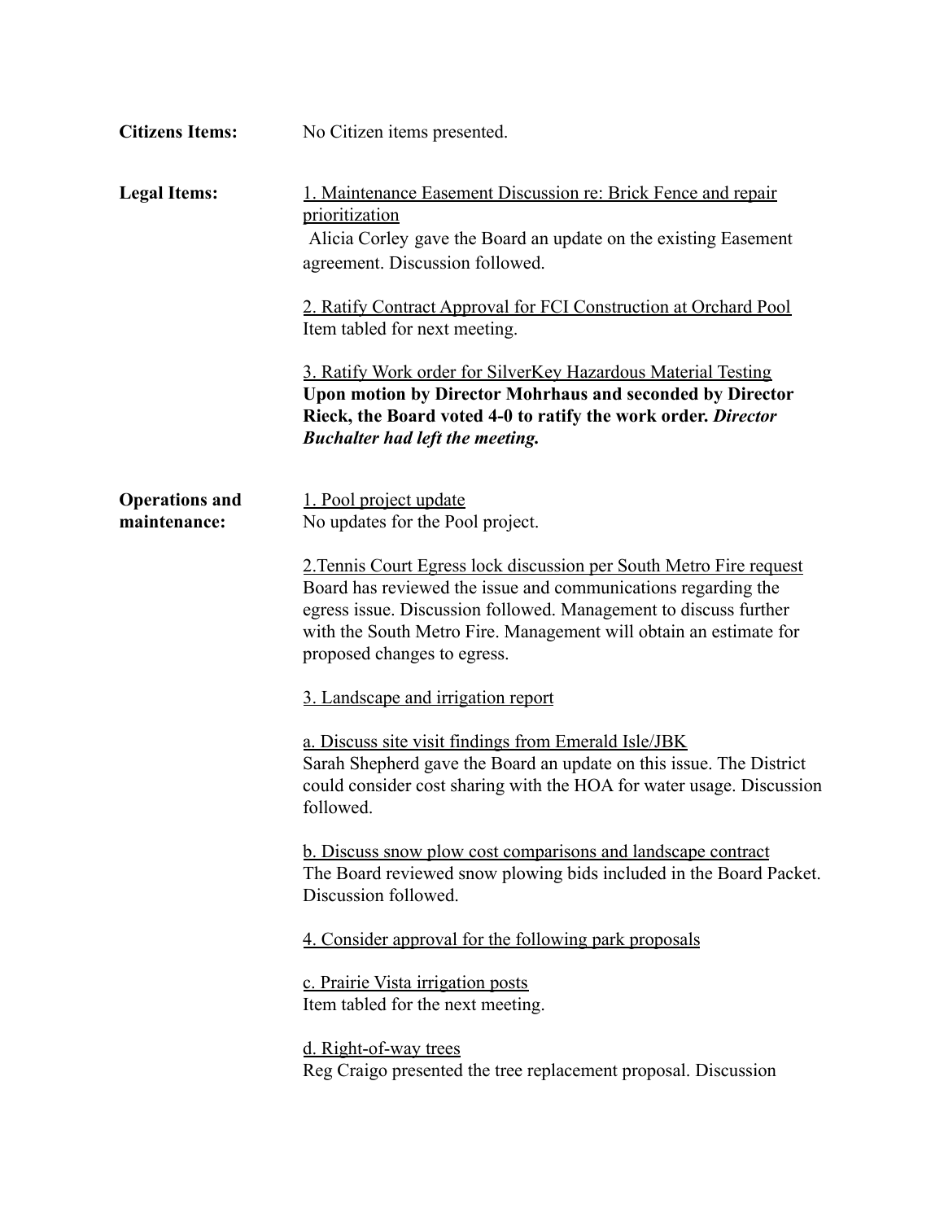**Citizens Items:** No Citizen items presented.

**Legal Items:**

1. Maintenance Easement Discussion re: Brick Fence and repair prioritization

Alicia Corley gave the Board an update on the existing Easement agreement. Discussion followed.

2. Ratify Contract Approval for FCI Construction at Orchard Pool

Item tabled for next meeting.

3. Ratify Work order for SilverKey Hazardous Material Testing

**Upon motion by Director Mohrhaus and seconded by Director Rieck, the Board voted 4-0 to ratify the work order.** ***Director Buchalter had left the meeting.***

**Operations and maintenance:**

1. Pool project update

No updates for the Pool project.

2. Tennis Court Egress lock discussion per South Metro Fire request

Board has reviewed the issue and communications regarding the egress issue. Discussion followed. Management to discuss further with the South Metro Fire. Management will obtain an estimate for proposed changes to egress.

3. Landscape and irrigation report

a. Discuss site visit findings from Emerald Isle/JBK

Sarah Shepherd gave the Board an update on this issue. The District could consider cost sharing with the HOA for water usage. Discussion followed.

b. Discuss snow plow cost comparisons and landscape contract

The Board reviewed snow plowing bids included in the Board Packet. Discussion followed.

4. Consider approval for the following park proposals

c. Prairie Vista irrigation posts

Item tabled for the next meeting.

d. Right-of-way trees

Reg Craigo presented the tree replacement proposal. Discussion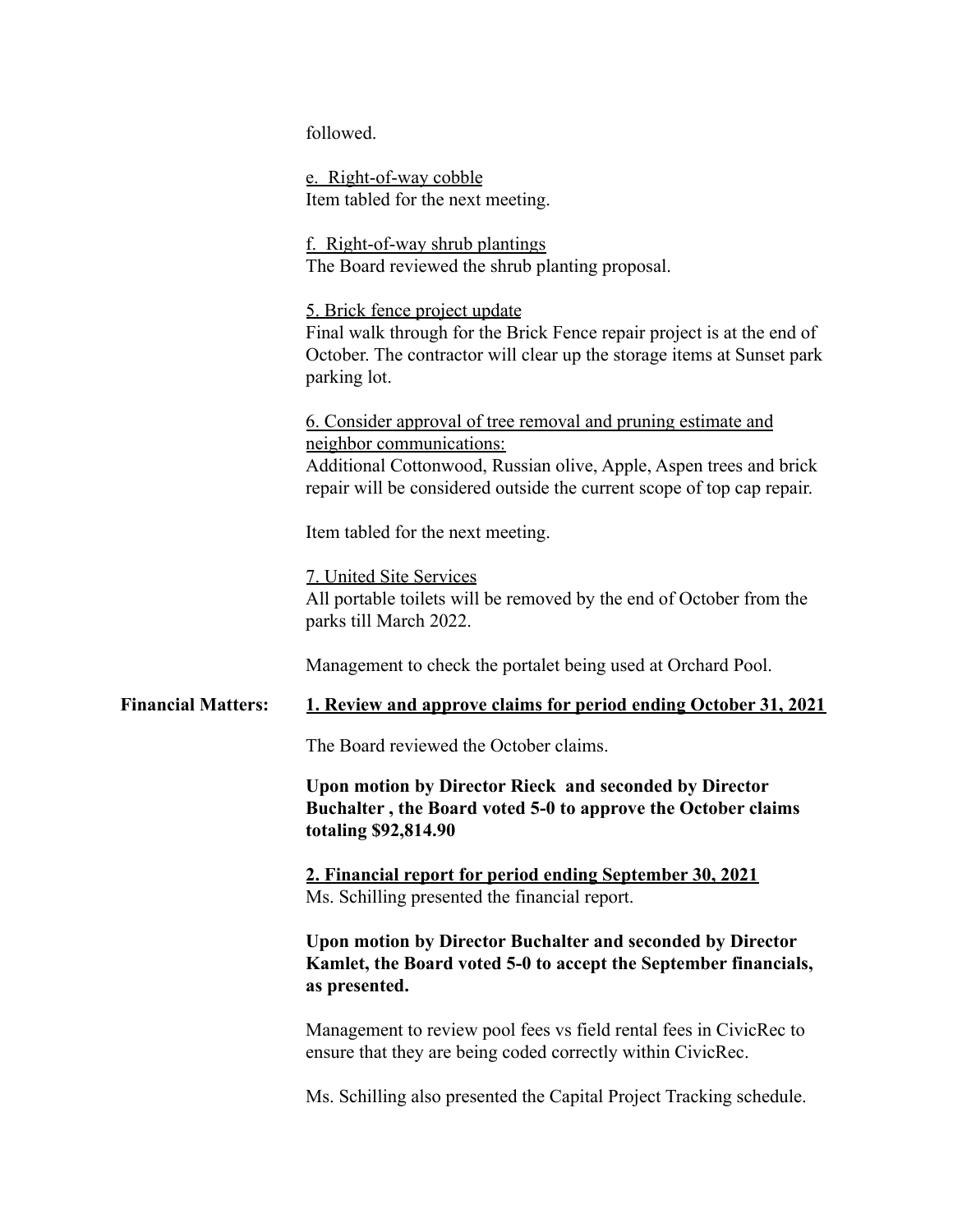followed.

e. Right-of-way cobble
Item tabled for the next meeting.

f. Right-of-way shrub plantings
The Board reviewed the shrub planting proposal.

5. Brick fence project update
Final walk through for the Brick Fence repair project is at the end of October. The contractor will clear up the storage items at Sunset park parking lot.

6. Consider approval of tree removal and pruning estimate and neighbor communications:
Additional Cottonwood, Russian olive, Apple, Aspen trees and brick repair will be considered outside the current scope of top cap repair.

Item tabled for the next meeting.

7. United Site Services
All portable toilets will be removed by the end of October from the parks till March 2022.

Management to check the portalet being used at Orchard Pool.

**Financial Matters:** **1. Review and approve claims for period ending October 31, 2021**

The Board reviewed the October claims.

**Upon motion by Director Rieck and seconded by Director Buchalter , the Board voted 5-0 to approve the October claims totaling $92,814.90**

**2. Financial report for period ending September 30, 2021**
Ms. Schilling presented the financial report.

**Upon motion by Director Buchalter and seconded by Director Kamlet, the Board voted 5-0 to accept the September financials, as presented.**

Management to review pool fees vs field rental fees in CivicRec to ensure that they are being coded correctly within CivicRec.

Ms. Schilling also presented the Capital Project Tracking schedule.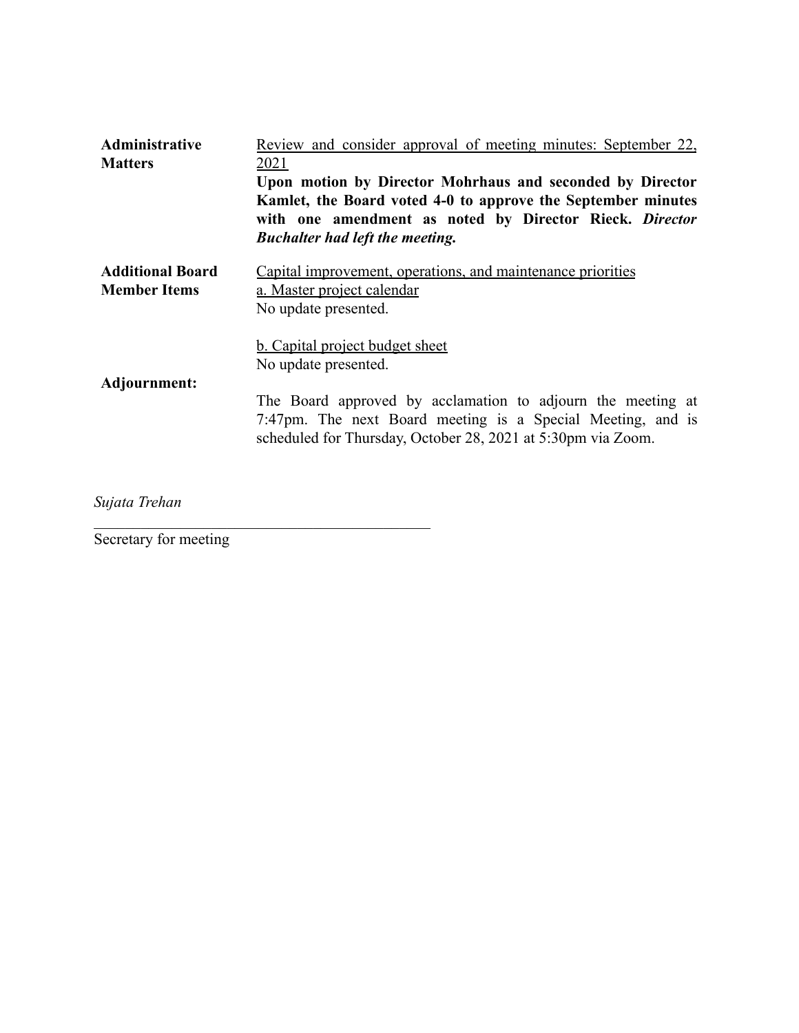**Administrative Matters**

Review and consider approval of meeting minutes: September 22, 2021

**Upon motion by Director Mohrhaus and seconded by Director Kamlet, the Board voted 4-0 to approve the September minutes with one amendment as noted by Director Rieck.** ***Director Buchalter had left the meeting.***

**Additional Board Member Items**

Capital improvement, operations, and maintenance priorities

a. Master project calendar

No update presented.

b. Capital project budget sheet

No update presented.

**Adjournment:**

The Board approved by acclamation to adjourn the meeting at 7:47pm. The next Board meeting is a Special Meeting, and is scheduled for Thursday, October 28, 2021 at 5:30pm via Zoom.

*Sujata Trehan*

_____________________________________________

Secretary for meeting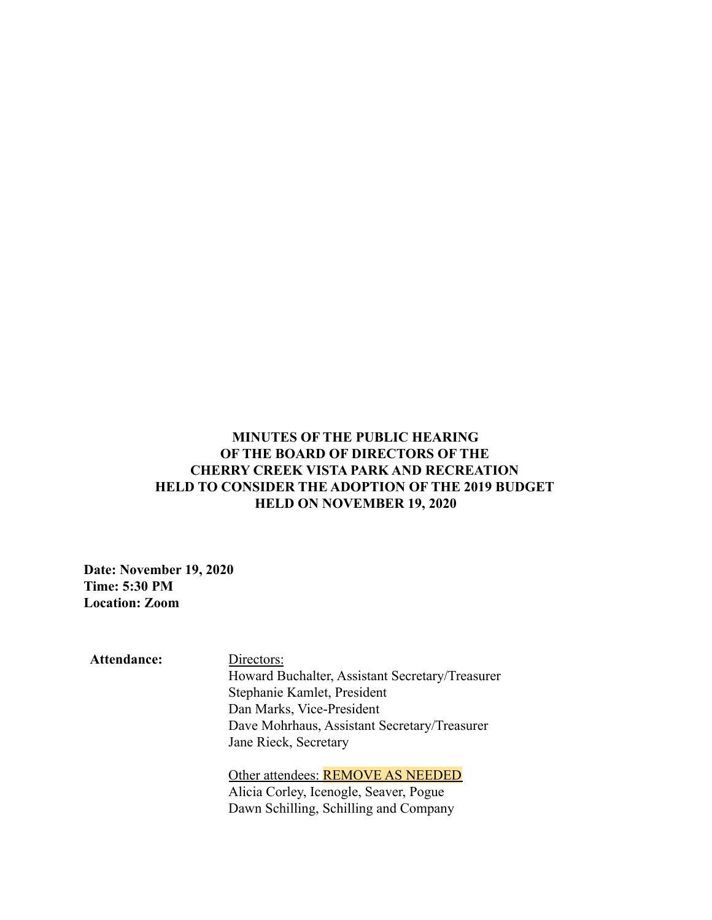**MINUTES OF THE PUBLIC HEARING
OF THE BOARD OF DIRECTORS OF THE
CHERRY CREEK VISTA PARK AND RECREATION
HELD TO CONSIDER THE ADOPTION OF THE 2019 BUDGET
HELD ON NOVEMBER 19, 2020**

**Date: November 19, 2020**
**Time: 5:30 PM**
**Location: Zoom**

**Attendance:**

Directors:
Howard Buchalter, Assistant Secretary/Treasurer
Stephanie Kamlet, President
Dan Marks, Vice-President
Dave Mohrhaus, Assistant Secretary/Treasurer
Jane Rieck, Secretary

Other attendees: REMOVE AS NEEDED
Alicia Corley, Icenogle, Seaver, Pogue
Dawn Schilling, Schilling and Company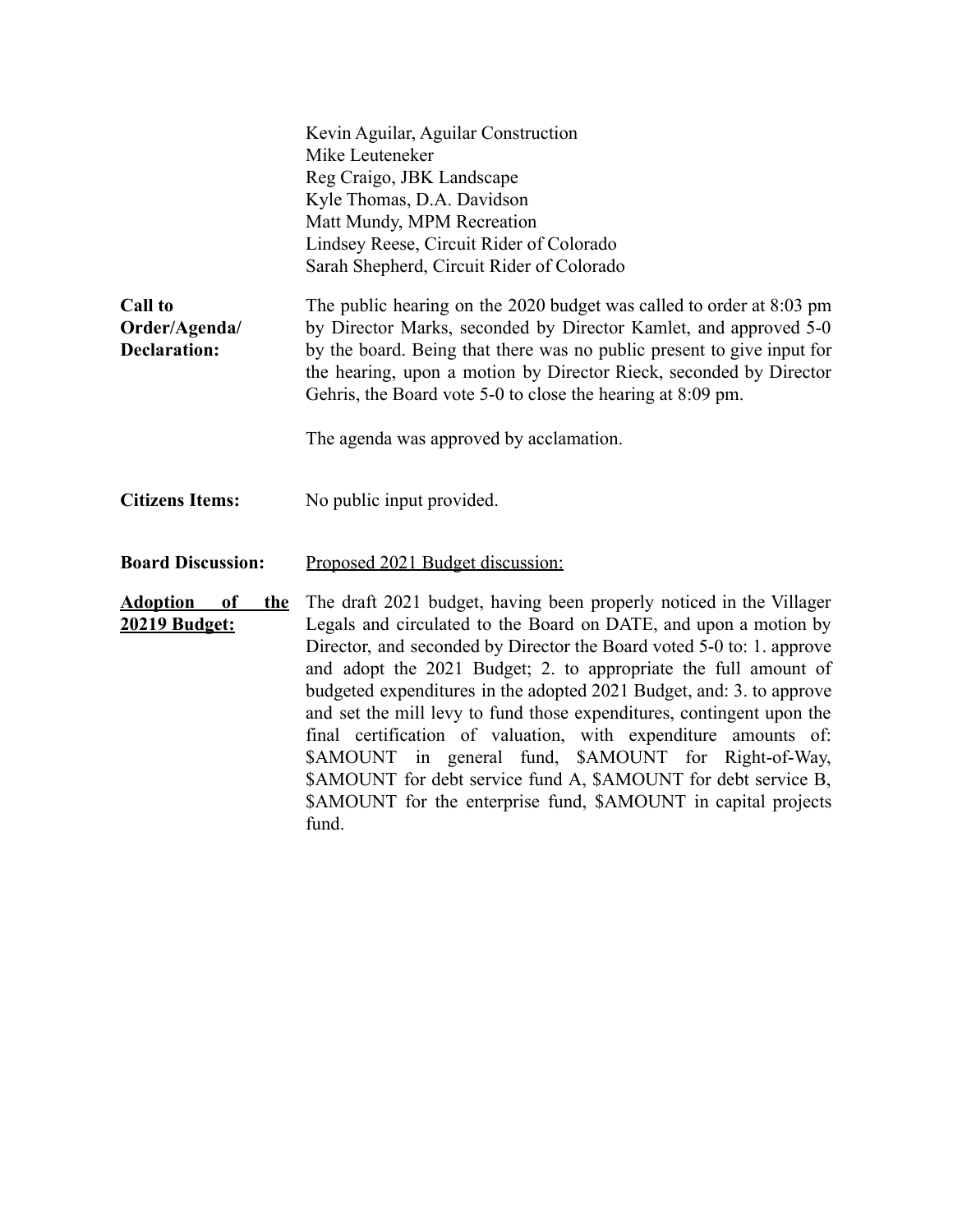Kevin Aguilar, Aguilar Construction
Mike Leuteneker
Reg Craigo, JBK Landscape
Kyle Thomas, D.A. Davidson
Matt Mundy, MPM Recreation
Lindsey Reese, Circuit Rider of Colorado
Sarah Shepherd, Circuit Rider of Colorado

**Call to Order/Agenda/ Declaration:** The public hearing on the 2020 budget was called to order at 8:03 pm by Director Marks, seconded by Director Kamlet, and approved 5-0 by the board. Being that there was no public present to give input for the hearing, upon a motion by Director Rieck, seconded by Director Gehris, the Board vote 5-0 to close the hearing at 8:09 pm.

The agenda was approved by acclamation.

**Citizens Items:** No public input provided.

**Board Discussion:** <u>Proposed 2021 Budget discussion:</u>

**<u>Adoption of the 20219 Budget:</u>** The draft 2021 budget, having been properly noticed in the Villager Legals and circulated to the Board on DATE, and upon a motion by Director, and seconded by Director the Board voted 5-0 to: 1. approve and adopt the 2021 Budget; 2. to appropriate the full amount of budgeted expenditures in the adopted 2021 Budget, and: 3. to approve and set the mill levy to fund those expenditures, contingent upon the final certification of valuation, with expenditure amounts of: $AMOUNT in general fund, $AMOUNT for Right-of-Way, $AMOUNT for debt service fund A, $AMOUNT for debt service B, $AMOUNT for the enterprise fund, $AMOUNT in capital projects fund.